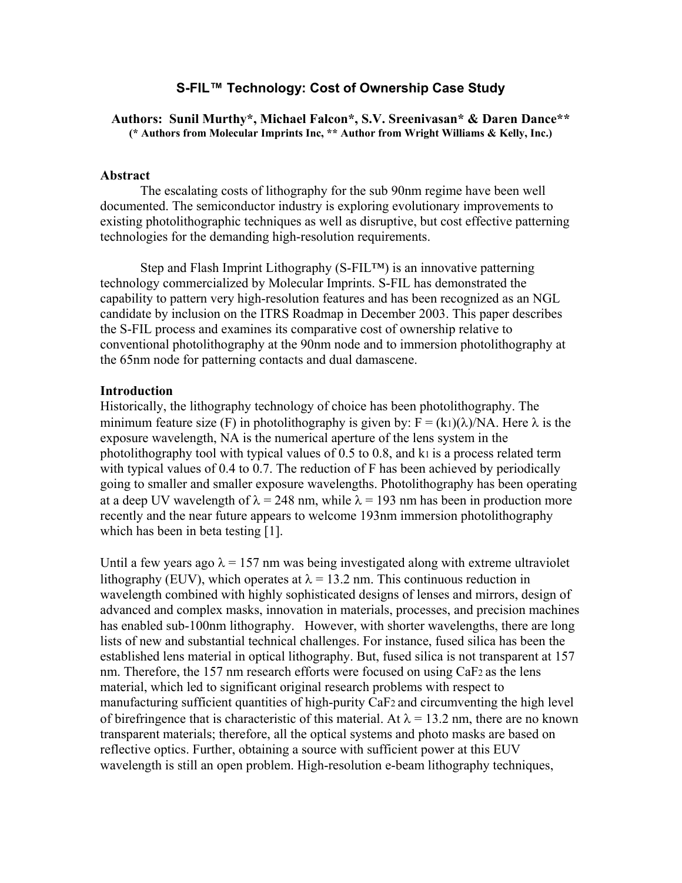# S-FIL™ Technology: Cost of Ownership Case Study

**Authors: Sunil Murthy\*, Michael Falcon\*, S.V. Sreenivasan\* & Daren Dance\*\***
**(\* Authors from Molecular Imprints Inc, \*\* Author from Wright Williams & Kelly, Inc.)**

## Abstract

The escalating costs of lithography for the sub 90nm regime have been well documented. The semiconductor industry is exploring evolutionary improvements to existing photolithographic techniques as well as disruptive, but cost effective patterning technologies for the demanding high-resolution requirements.

Step and Flash Imprint Lithography (S-FIL™) is an innovative patterning technology commercialized by Molecular Imprints. S-FIL has demonstrated the capability to pattern very high-resolution features and has been recognized as an NGL candidate by inclusion on the ITRS Roadmap in December 2003. This paper describes the S-FIL process and examines its comparative cost of ownership relative to conventional photolithography at the 90nm node and to immersion photolithography at the 65nm node for patterning contacts and dual damascene.

## Introduction

Historically, the lithography technology of choice has been photolithography. The minimum feature size (F) in photolithography is given by: $F = (k_1)(\lambda)/NA$. Here $\lambda$ is the exposure wavelength, NA is the numerical aperture of the lens system in the photolithography tool with typical values of 0.5 to 0.8, and $k_1$ is a process related term with typical values of 0.4 to 0.7. The reduction of F has been achieved by periodically going to smaller and smaller exposure wavelengths. Photolithography has been operating at a deep UV wavelength of $\lambda$ = 248 nm, while $\lambda$ = 193 nm has been in production more recently and the near future appears to welcome 193nm immersion photolithography which has been in beta testing [1].

Until a few years ago $\lambda$ = 157 nm was being investigated along with extreme ultraviolet lithography (EUV), which operates at $\lambda$ = 13.2 nm. This continuous reduction in wavelength combined with highly sophisticated designs of lenses and mirrors, design of advanced and complex masks, innovation in materials, processes, and precision machines has enabled sub-100nm lithography. However, with shorter wavelengths, there are long lists of new and substantial technical challenges. For instance, fused silica has been the established lens material in optical lithography. But, fused silica is not transparent at 157 nm. Therefore, the 157 nm research efforts were focused on using $CaF_2$ as the lens material, which led to significant original research problems with respect to manufacturing sufficient quantities of high-purity $CaF_2$ and circumventing the high level of birefringence that is characteristic of this material. At $\lambda$ = 13.2 nm, there are no known transparent materials; therefore, all the optical systems and photo masks are based on reflective optics. Further, obtaining a source with sufficient power at this EUV wavelength is still an open problem. High-resolution e-beam lithography techniques,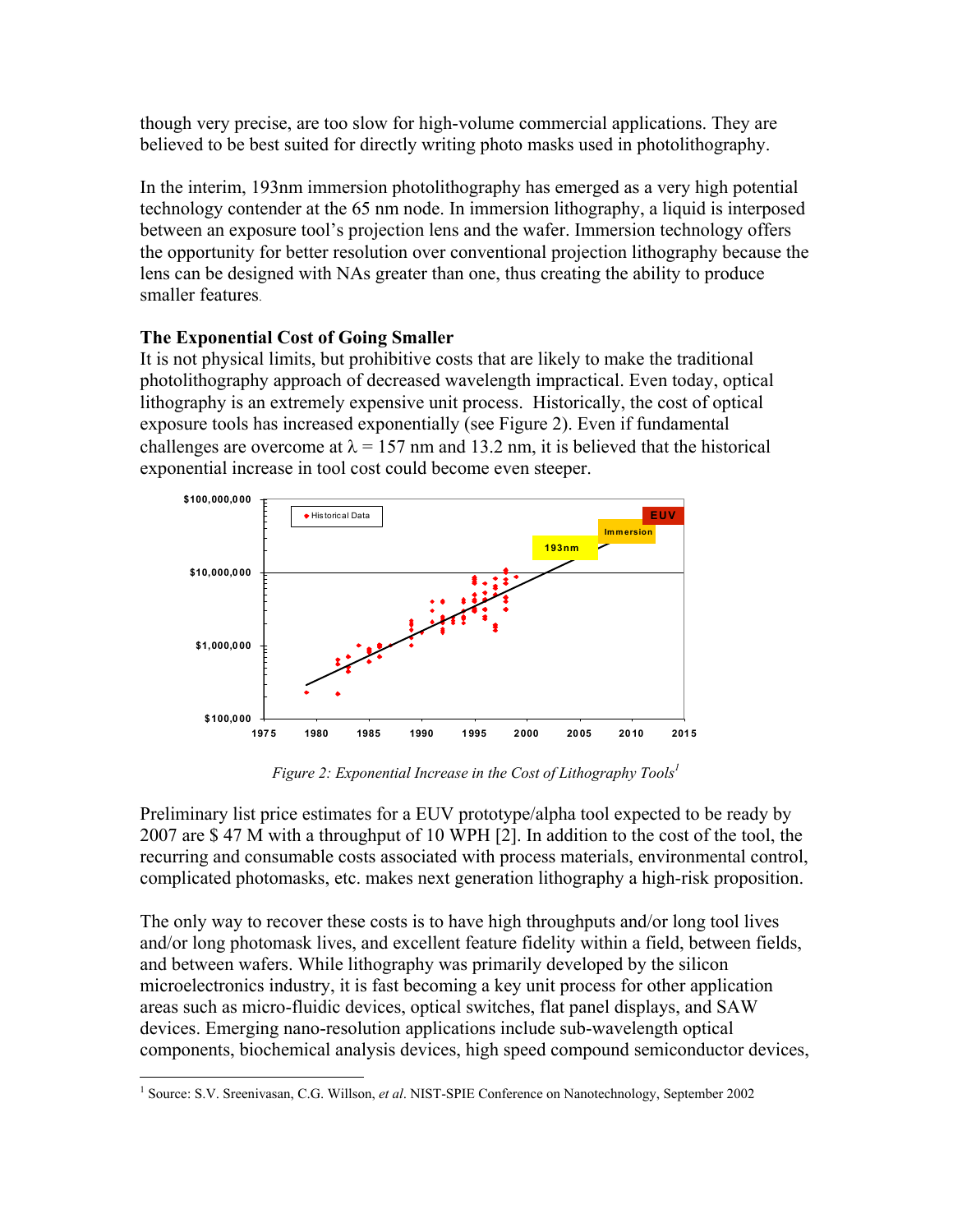though very precise, are too slow for high-volume commercial applications. They are believed to be best suited for directly writing photo masks used in photolithography.

In the interim, 193nm immersion photolithography has emerged as a very high potential technology contender at the 65 nm node. In immersion lithography, a liquid is interposed between an exposure tool's projection lens and the wafer. Immersion technology offers the opportunity for better resolution over conventional projection lithography because the lens can be designed with NAs greater than one, thus creating the ability to produce smaller features.

### The Exponential Cost of Going Smaller

It is not physical limits, but prohibitive costs that are likely to make the traditional photolithography approach of decreased wavelength impractical. Even today, optical lithography is an extremely expensive unit process. Historically, the cost of optical exposure tools has increased exponentially (see Figure 2). Even if fundamental challenges are overcome at $\lambda$ = 157 nm and 13.2 nm, it is believed that the historical exponential increase in tool cost could become even steeper.

$100,000,000
$10,000,000
$1,000,000
$100,000
1975 1980 1985 1990 1995 2000 2005 2010 2015
Historical Data
193nm
Immersion
EUV

*Figure 2: Exponential Increase in the Cost of Lithography Tools[1]*

Preliminary list price estimates for a EUV prototype/alpha tool expected to be ready by 2007 are $ 47 M with a throughput of 10 WPH [2]. In addition to the cost of the tool, the recurring and consumable costs associated with process materials, environmental control, complicated photomasks, etc. makes next generation lithography a high-risk proposition.

The only way to recover these costs is to have high throughputs and/or long tool lives and/or long photomask lives, and excellent feature fidelity within a field, between fields, and between wafers. While lithography was primarily developed by the silicon microelectronics industry, it is fast becoming a key unit process for other application areas such as micro-fluidic devices, optical switches, flat panel displays, and SAW devices. Emerging nano-resolution applications include sub-wavelength optical components, biochemical analysis devices, high speed compound semiconductor devices,

---

[1] Source: S.V. Sreenivasan, C.G. Willson, *et al*. NIST-SPIE Conference on Nanotechnology, September 2002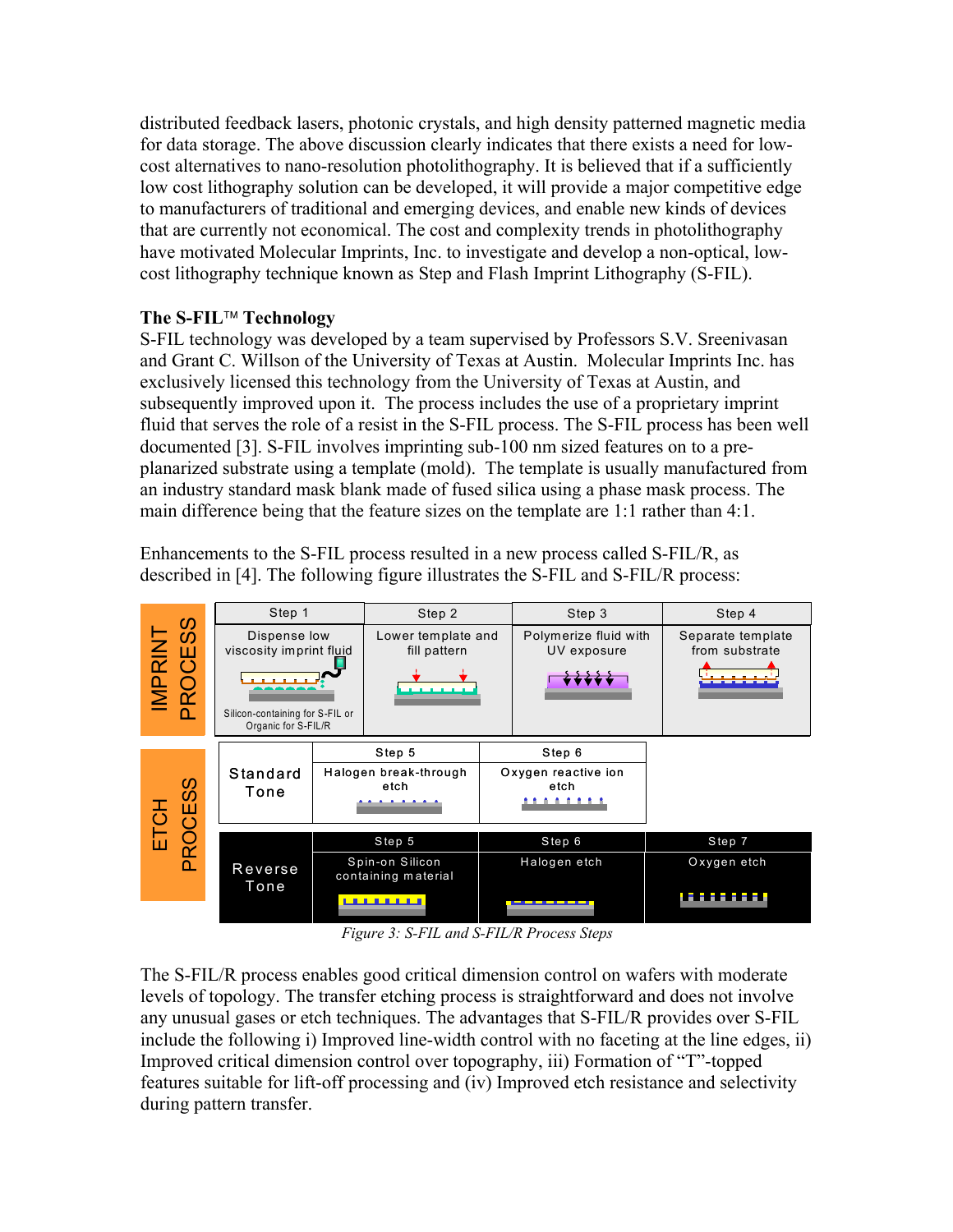distributed feedback lasers, photonic crystals, and high density patterned magnetic media for data storage. The above discussion clearly indicates that there exists a need for low-cost alternatives to nano-resolution photolithography. It is believed that if a sufficiently low cost lithography solution can be developed, it will provide a major competitive edge to manufacturers of traditional and emerging devices, and enable new kinds of devices that are currently not economical. The cost and complexity trends in photolithography have motivated Molecular Imprints, Inc. to investigate and develop a non-optical, low-cost lithography technique known as Step and Flash Imprint Lithography (S-FIL).

**The S-FIL™ Technology**

S-FIL technology was developed by a team supervised by Professors S.V. Sreenivasan and Grant C. Willson of the University of Texas at Austin. Molecular Imprints Inc. has exclusively licensed this technology from the University of Texas at Austin, and subsequently improved upon it. The process includes the use of a proprietary imprint fluid that serves the role of a resist in the S-FIL process. The S-FIL process has been well documented [3]. S-FIL involves imprinting sub-100 nm sized features on to a pre-planarized substrate using a template (mold). The template is usually manufactured from an industry standard mask blank made of fused silica using a phase mask process. The main difference being that the feature sizes on the template are 1:1 rather than 4:1.

Enhancements to the S-FIL process resulted in a new process called S-FIL/R, as described in [4]. The following figure illustrates the S-FIL and S-FIL/R process:

IMPRINT PROCESS

Step 1: Dispense low viscosity imprint fluid

Silicon-containing for S-FIL or Organic for S-FIL/R

Step 2: Lower template and fill pattern

Step 3: Polymerize fluid with UV exposure

Step 4: Separate template from substrate

ETCH PROCESS

Standard Tone

Step 5: Halogen break-through etch

Step 6: Oxygen reactive ion etch

Reverse Tone

Step 5: Spin-on Silicon containing material

Step 6: Halogen etch

Step 7: Oxygen etch

*Figure 3: S-FIL and S-FIL/R Process Steps*

The S-FIL/R process enables good critical dimension control on wafers with moderate levels of topology. The transfer etching process is straightforward and does not involve any unusual gases or etch techniques. The advantages that S-FIL/R provides over S-FIL include the following i) Improved line-width control with no faceting at the line edges, ii) Improved critical dimension control over topography, iii) Formation of "T"-topped features suitable for lift-off processing and (iv) Improved etch resistance and selectivity during pattern transfer.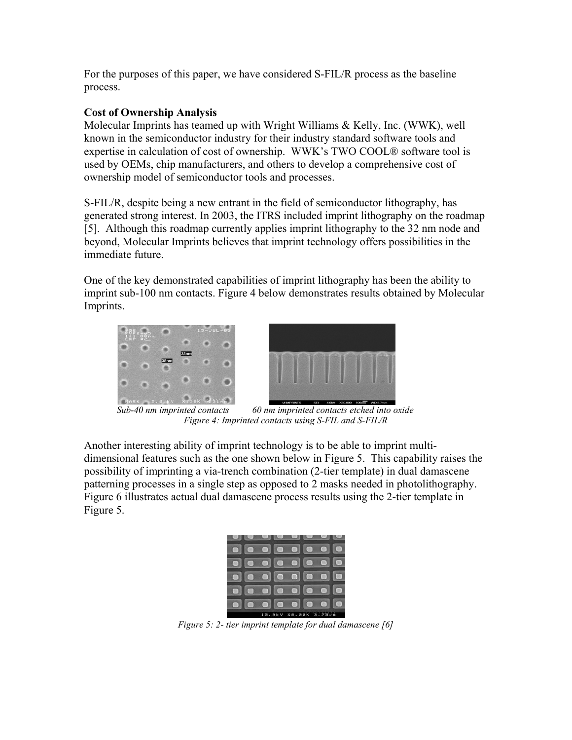For the purposes of this paper, we have considered S-FIL/R process as the baseline process.

**Cost of Ownership Analysis**

Molecular Imprints has teamed up with Wright Williams & Kelly, Inc. (WWK), well known in the semiconductor industry for their industry standard software tools and expertise in calculation of cost of ownership. WWK's TWO COOL® software tool is used by OEMs, chip manufacturers, and others to develop a comprehensive cost of ownership model of semiconductor tools and processes.

S-FIL/R, despite being a new entrant in the field of semiconductor lithography, has generated strong interest. In 2003, the ITRS included imprint lithography on the roadmap [5]. Although this roadmap currently applies imprint lithography to the 32 nm node and beyond, Molecular Imprints believes that imprint technology offers possibilities in the immediate future.

One of the key demonstrated capabilities of imprint lithography has been the ability to imprint sub-100 nm contacts. Figure 4 below demonstrates results obtained by Molecular Imprints.

*Sub-40 nm imprinted contacts* *60 nm imprinted contacts etched into oxide*

*Figure 4: Imprinted contacts using S-FIL and S-FIL/R*

Another interesting ability of imprint technology is to be able to imprint multi-dimensional features such as the one shown below in Figure 5. This capability raises the possibility of imprinting a via-trench combination (2-tier template) in dual damascene patterning processes in a single step as opposed to 2 masks needed in photolithography. Figure 6 illustrates actual dual damascene process results using the 2-tier template in Figure 5.

*Figure 5: 2- tier imprint template for dual damascene [6]*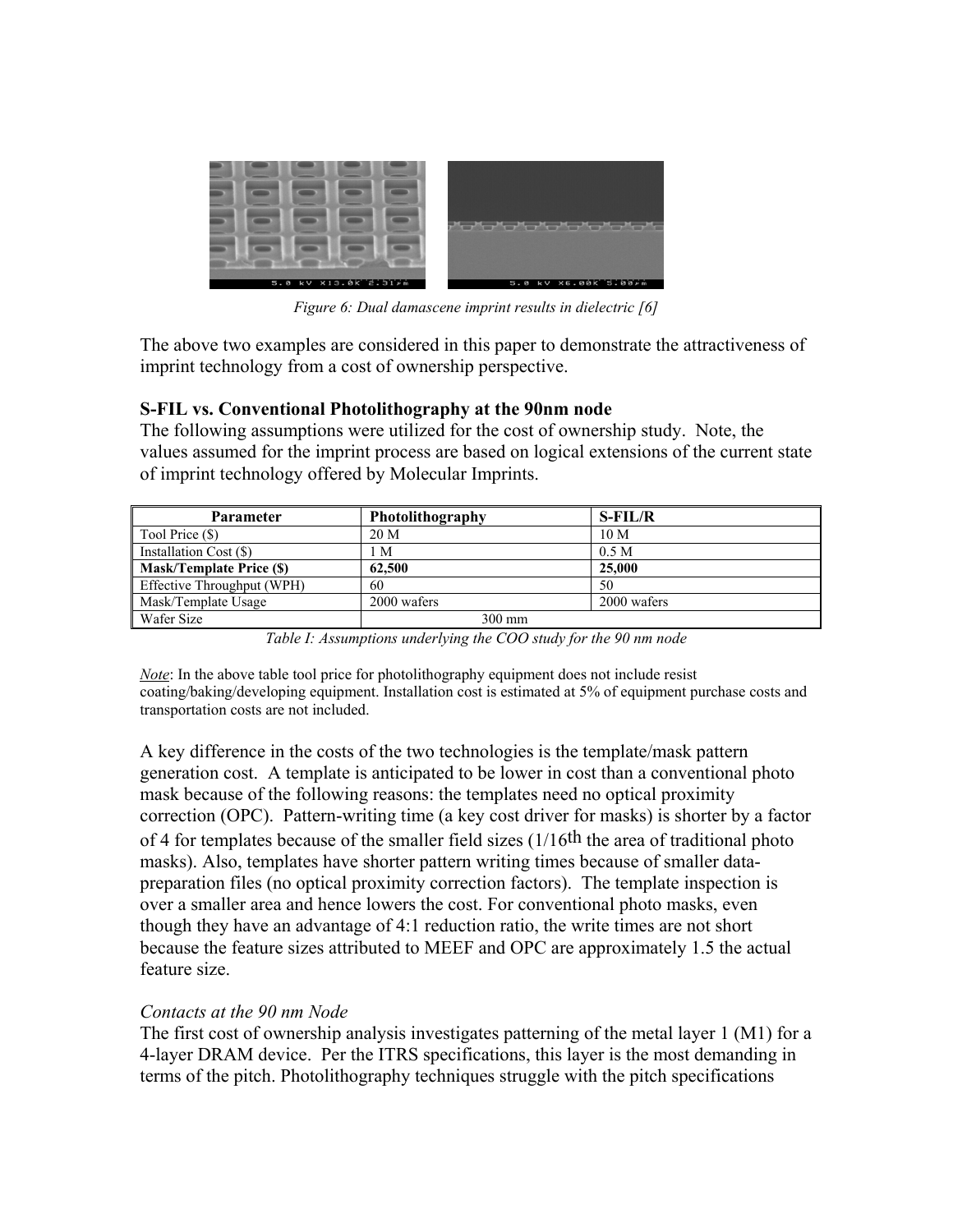*Figure 6: Dual damascene imprint results in dielectric [6]*

The above two examples are considered in this paper to demonstrate the attractiveness of imprint technology from a cost of ownership perspective.

**S-FIL vs. Conventional Photolithography at the 90nm node**

The following assumptions were utilized for the cost of ownership study. Note, the values assumed for the imprint process are based on logical extensions of the current state of imprint technology offered by Molecular Imprints.

| Parameter | Photolithography | S-FIL/R |
|---|---|---|
| Tool Price ($) | 20 M | 10 M |
| Installation Cost ($) | 1 M | 0.5 M |
| **Mask/Template Price ($)** | **62,500** | **25,000** |
| Effective Throughput (WPH) | 60 | 50 |
| Mask/Template Usage | 2000 wafers | 2000 wafers |
| Wafer Size | 300 mm | |

*Table I: Assumptions underlying the COO study for the 90 nm node*

*Note*: In the above table tool price for photolithography equipment does not include resist coating/baking/developing equipment. Installation cost is estimated at 5% of equipment purchase costs and transportation costs are not included.

A key difference in the costs of the two technologies is the template/mask pattern generation cost. A template is anticipated to be lower in cost than a conventional photo mask because of the following reasons: the templates need no optical proximity correction (OPC). Pattern-writing time (a key cost driver for masks) is shorter by a factor of 4 for templates because of the smaller field sizes (1/16th the area of traditional photo masks). Also, templates have shorter pattern writing times because of smaller data-preparation files (no optical proximity correction factors). The template inspection is over a smaller area and hence lowers the cost. For conventional photo masks, even though they have an advantage of 4:1 reduction ratio, the write times are not short because the feature sizes attributed to MEEF and OPC are approximately 1.5 the actual feature size.

*Contacts at the 90 nm Node*

The first cost of ownership analysis investigates patterning of the metal layer 1 (M1) for a 4-layer DRAM device. Per the ITRS specifications, this layer is the most demanding in terms of the pitch. Photolithography techniques struggle with the pitch specifications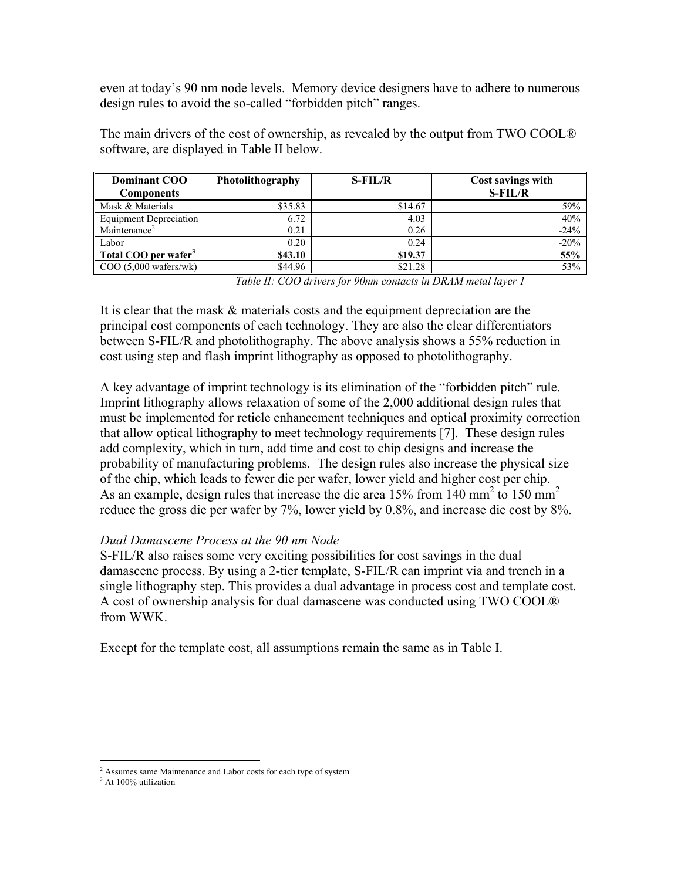even at today's 90 nm node levels. Memory device designers have to adhere to numerous design rules to avoid the so-called "forbidden pitch" ranges.

The main drivers of the cost of ownership, as revealed by the output from TWO COOL® software, are displayed in Table II below.

| **Dominant COO Components** | **Photolithography** | **S-FIL/R** | **Cost savings with S-FIL/R** |
|---|---:|---:|---:|
| Mask & Materials | \$35.83 | \$14.67 | 59% |
| Equipment Depreciation | 6.72 | 4.03 | 40% |
| Maintenance[2] | 0.21 | 0.26 | -24% |
| Labor | 0.20 | 0.24 | -20% |
| **Total COO per wafer[3]** | **\$43.10** | **\$19.37** | **55%** |
| COO (5,000 wafers/wk) | \$44.96 | \$21.28 | 53% |

*Table II: COO drivers for 90nm contacts in DRAM metal layer 1*

It is clear that the mask & materials costs and the equipment depreciation are the principal cost components of each technology. They are also the clear differentiators between S-FIL/R and photolithography. The above analysis shows a 55% reduction in cost using step and flash imprint lithography as opposed to photolithography.

A key advantage of imprint technology is its elimination of the "forbidden pitch" rule. Imprint lithography allows relaxation of some of the 2,000 additional design rules that must be implemented for reticle enhancement techniques and optical proximity correction that allow optical lithography to meet technology requirements [7]. These design rules add complexity, which in turn, add time and cost to chip designs and increase the probability of manufacturing problems. The design rules also increase the physical size of the chip, which leads to fewer die per wafer, lower yield and higher cost per chip. As an example, design rules that increase the die area 15% from 140 $mm^2$ to 150 $mm^2$ reduce the gross die per wafer by 7%, lower yield by 0.8%, and increase die cost by 8%.

*Dual Damascene Process at the 90 nm Node*

S-FIL/R also raises some very exciting possibilities for cost savings in the dual damascene process. By using a 2-tier template, S-FIL/R can imprint via and trench in a single lithography step. This provides a dual advantage in process cost and template cost. A cost of ownership analysis for dual damascene was conducted using TWO COOL® from WWK.

Except for the template cost, all assumptions remain the same as in Table I.

[2] Assumes same Maintenance and Labor costs for each type of system

[3] At 100% utilization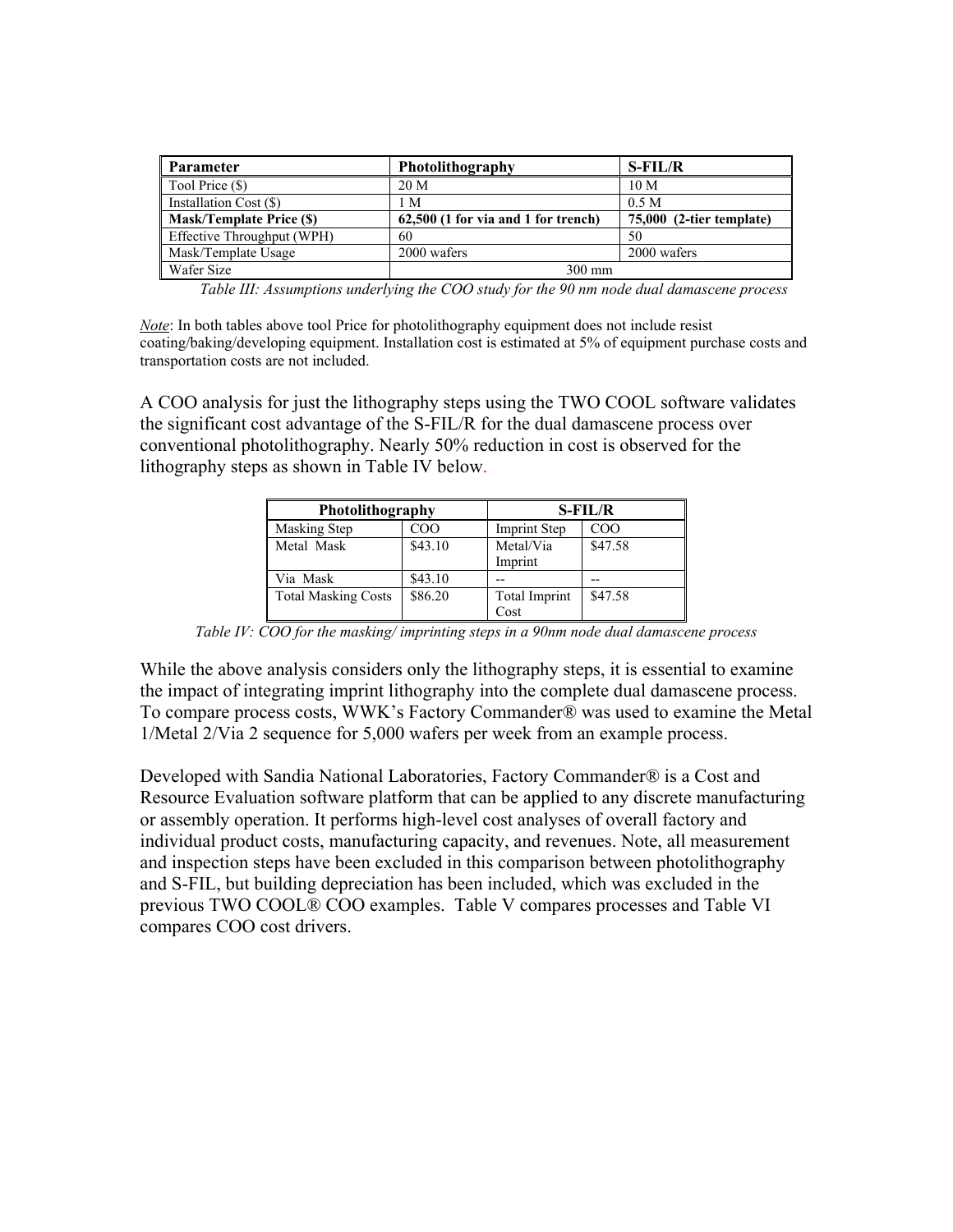| Parameter | Photolithography | S-FIL/R |
| --- | --- | --- |
| Tool Price ($) | 20 M | 10 M |
| Installation Cost ($) | 1 M | 0.5 M |
| **Mask/Template Price ($)** | **62,500 (1 for via and 1 for trench)** | **75,000 (2-tier template)** |
| Effective Throughput (WPH) | 60 | 50 |
| Mask/Template Usage | 2000 wafers | 2000 wafers |
| Wafer Size | 300 mm | |

*Table III: Assumptions underlying the COO study for the 90 nm node dual damascene process*

*Note*: In both tables above tool Price for photolithography equipment does not include resist coating/baking/developing equipment. Installation cost is estimated at 5% of equipment purchase costs and transportation costs are not included.

A COO analysis for just the lithography steps using the TWO COOL software validates the significant cost advantage of the S-FIL/R for the dual damascene process over conventional photolithography. Nearly 50% reduction in cost is observed for the lithography steps as shown in Table IV below.

| Photolithography | | S-FIL/R | |
| --- | --- | --- | --- |
| Masking Step | COO | Imprint Step | COO |
| Metal Mask | $43.10 | Metal/Via Imprint | $47.58 |
| Via Mask | $43.10 | -- | -- |
| Total Masking Costs | $86.20 | Total Imprint Cost | $47.58 |

*Table IV: COO for the masking/ imprinting steps in a 90nm node dual damascene process*

While the above analysis considers only the lithography steps, it is essential to examine the impact of integrating imprint lithography into the complete dual damascene process. To compare process costs, WWK's Factory Commander® was used to examine the Metal 1/Metal 2/Via 2 sequence for 5,000 wafers per week from an example process.

Developed with Sandia National Laboratories, Factory Commander® is a Cost and Resource Evaluation software platform that can be applied to any discrete manufacturing or assembly operation. It performs high-level cost analyses of overall factory and individual product costs, manufacturing capacity, and revenues. Note, all measurement and inspection steps have been excluded in this comparison between photolithography and S-FIL, but building depreciation has been included, which was excluded in the previous TWO COOL® COO examples. Table V compares processes and Table VI compares COO cost drivers.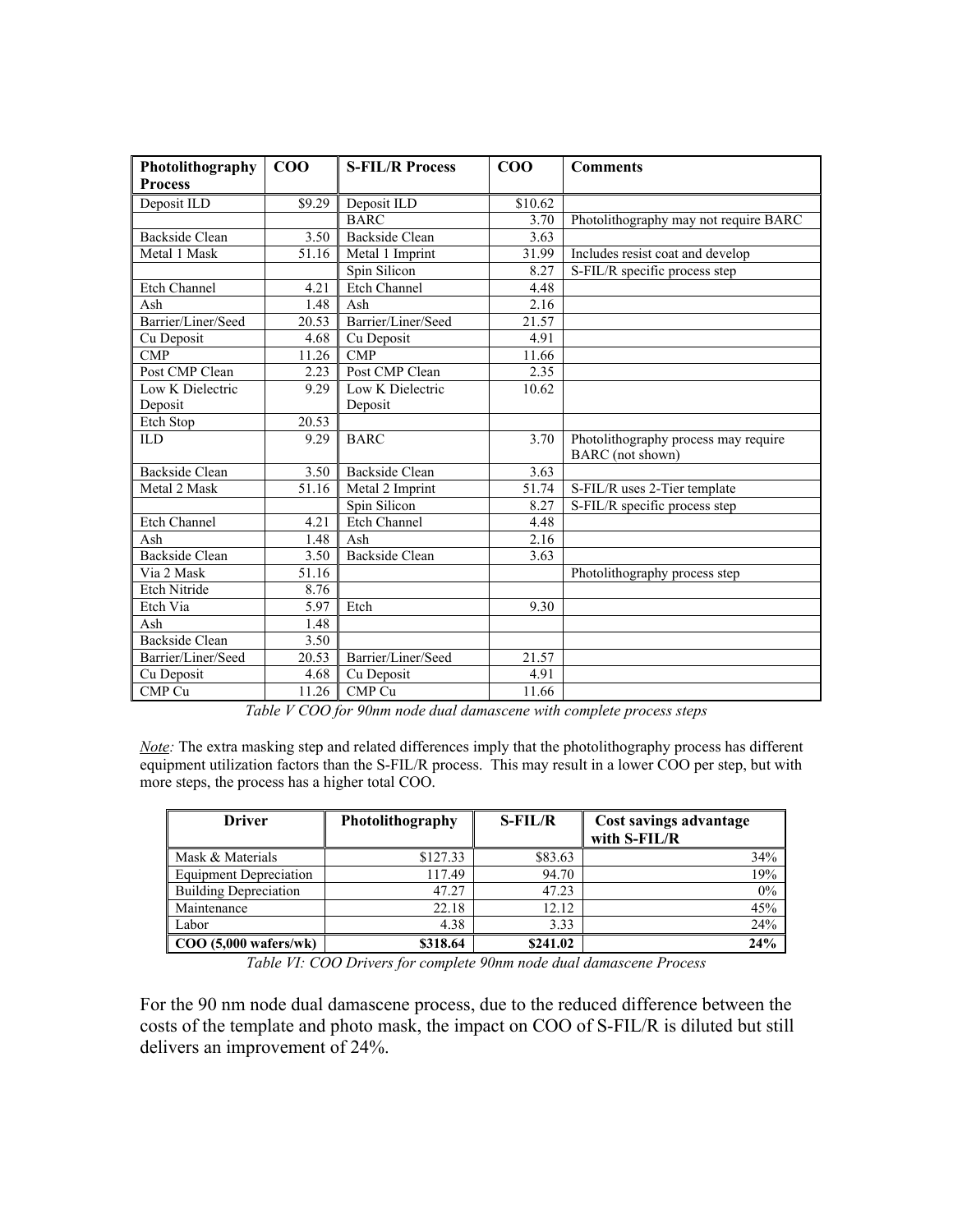| Photolithography Process | COO | S-FIL/R Process | COO | Comments |
|---|---|---|---|---|
| Deposit ILD | $9.29 | Deposit ILD | $10.62 | |
| | | BARC | 3.70 | Photolithography may not require BARC |
| Backside Clean | 3.50 | Backside Clean | 3.63 | |
| Metal 1 Mask | 51.16 | Metal 1 Imprint | 31.99 | Includes resist coat and develop |
| | | Spin Silicon | 8.27 | S-FIL/R specific process step |
| Etch Channel | 4.21 | Etch Channel | 4.48 | |
| Ash | 1.48 | Ash | 2.16 | |
| Barrier/Liner/Seed | 20.53 | Barrier/Liner/Seed | 21.57 | |
| Cu Deposit | 4.68 | Cu Deposit | 4.91 | |
| CMP | 11.26 | CMP | 11.66 | |
| Post CMP Clean | 2.23 | Post CMP Clean | 2.35 | |
| Low K Dielectric Deposit | 9.29 | Low K Dielectric Deposit | 10.62 | |
| Etch Stop | 20.53 | | | |
| ILD | 9.29 | BARC | 3.70 | Photolithography process may require BARC (not shown) |
| Backside Clean | 3.50 | Backside Clean | 3.63 | |
| Metal 2 Mask | 51.16 | Metal 2 Imprint | 51.74 | S-FIL/R uses 2-Tier template |
| | | Spin Silicon | 8.27 | S-FIL/R specific process step |
| Etch Channel | 4.21 | Etch Channel | 4.48 | |
| Ash | 1.48 | Ash | 2.16 | |
| Backside Clean | 3.50 | Backside Clean | 3.63 | |
| Via 2 Mask | 51.16 | | | Photolithography process step |
| Etch Nitride | 8.76 | | | |
| Etch Via | 5.97 | Etch | 9.30 | |
| Ash | 1.48 | | | |
| Backside Clean | 3.50 | | | |
| Barrier/Liner/Seed | 20.53 | Barrier/Liner/Seed | 21.57 | |
| Cu Deposit | 4.68 | Cu Deposit | 4.91 | |
| CMP Cu | 11.26 | CMP Cu | 11.66 | |

*Table V COO for 90nm node dual damascene with complete process steps*

*Note:* The extra masking step and related differences imply that the photolithography process has different equipment utilization factors than the S-FIL/R process. This may result in a lower COO per step, but with more steps, the process has a higher total COO.

| Driver | Photolithography | S-FIL/R | Cost savings advantage with S-FIL/R |
|---|---|---|---|
| Mask & Materials | $127.33 | $83.63 | 34% |
| Equipment Depreciation | 117.49 | 94.70 | 19% |
| Building Depreciation | 47.27 | 47.23 | 0% |
| Maintenance | 22.18 | 12.12 | 45% |
| Labor | 4.38 | 3.33 | 24% |
| **COO (5,000 wafers/wk)** | **$318.64** | **$241.02** | **24%** |

*Table VI: COO Drivers for complete 90nm node dual damascene Process*

For the 90 nm node dual damascene process, due to the reduced difference between the costs of the template and photo mask, the impact on COO of S-FIL/R is diluted but still delivers an improvement of 24%.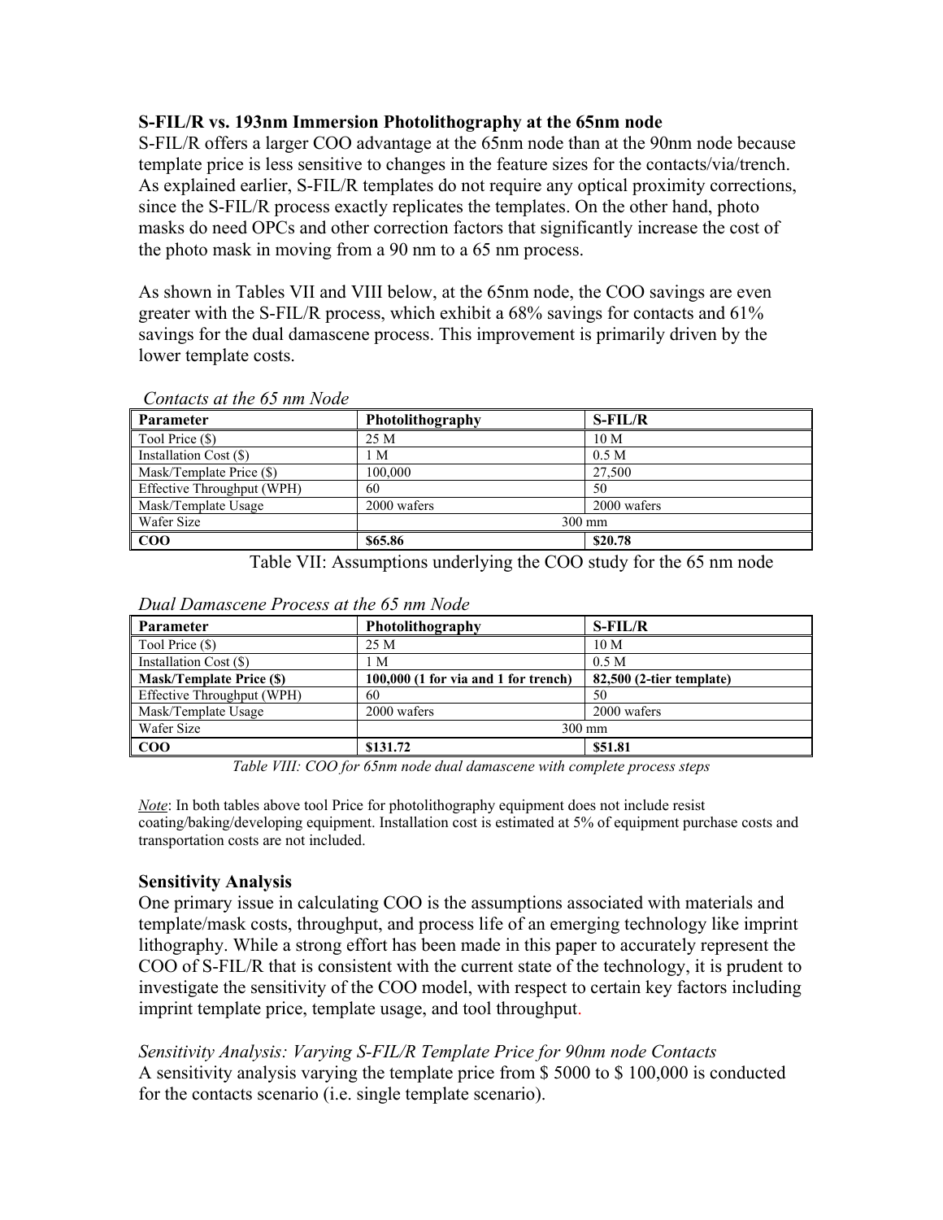**S-FIL/R vs. 193nm Immersion Photolithography at the 65nm node**

S-FIL/R offers a larger COO advantage at the 65nm node than at the 90nm node because template price is less sensitive to changes in the feature sizes for the contacts/via/trench. As explained earlier, S-FIL/R templates do not require any optical proximity corrections, since the S-FIL/R process exactly replicates the templates. On the other hand, photo masks do need OPCs and other correction factors that significantly increase the cost of the photo mask in moving from a 90 nm to a 65 nm process.

As shown in Tables VII and VIII below, at the 65nm node, the COO savings are even greater with the S-FIL/R process, which exhibit a 68% savings for contacts and 61% savings for the dual damascene process. This improvement is primarily driven by the lower template costs.

*Contacts at the 65 nm Node*

| **Parameter** | **Photolithography** | **S-FIL/R** |
|---|---|---|
| Tool Price ($) | 25 M | 10 M |
| Installation Cost ($) | 1 M | 0.5 M |
| Mask/Template Price ($) | 100,000 | 27,500 |
| Effective Throughput (WPH) | 60 | 50 |
| Mask/Template Usage | 2000 wafers | 2000 wafers |
| Wafer Size | 300 mm | |
| **COO** | **$65.86** | **$20.78** |

Table VII: Assumptions underlying the COO study for the 65 nm node

*Dual Damascene Process at the 65 nm Node*

| **Parameter** | **Photolithography** | **S-FIL/R** |
|---|---|---|
| Tool Price ($) | 25 M | 10 M |
| Installation Cost ($) | 1 M | 0.5 M |
| **Mask/Template Price ($)** | **100,000 (1 for via and 1 for trench)** | **82,500 (2-tier template)** |
| Effective Throughput (WPH) | 60 | 50 |
| Mask/Template Usage | 2000 wafers | 2000 wafers |
| Wafer Size | 300 mm | |
| **COO** | **$131.72** | **$51.81** |

*Table VIII: COO for 65nm node dual damascene with complete process steps*

*Note*: In both tables above tool Price for photolithography equipment does not include resist coating/baking/developing equipment. Installation cost is estimated at 5% of equipment purchase costs and transportation costs are not included.

## Sensitivity Analysis

One primary issue in calculating COO is the assumptions associated with materials and template/mask costs, throughput, and process life of an emerging technology like imprint lithography. While a strong effort has been made in this paper to accurately represent the COO of S-FIL/R that is consistent with the current state of the technology, it is prudent to investigate the sensitivity of the COO model, with respect to certain key factors including imprint template price, template usage, and tool throughput.

*Sensitivity Analysis: Varying S-FIL/R Template Price for 90nm node Contacts*

A sensitivity analysis varying the template price from $ 5000 to $ 100,000 is conducted for the contacts scenario (i.e. single template scenario).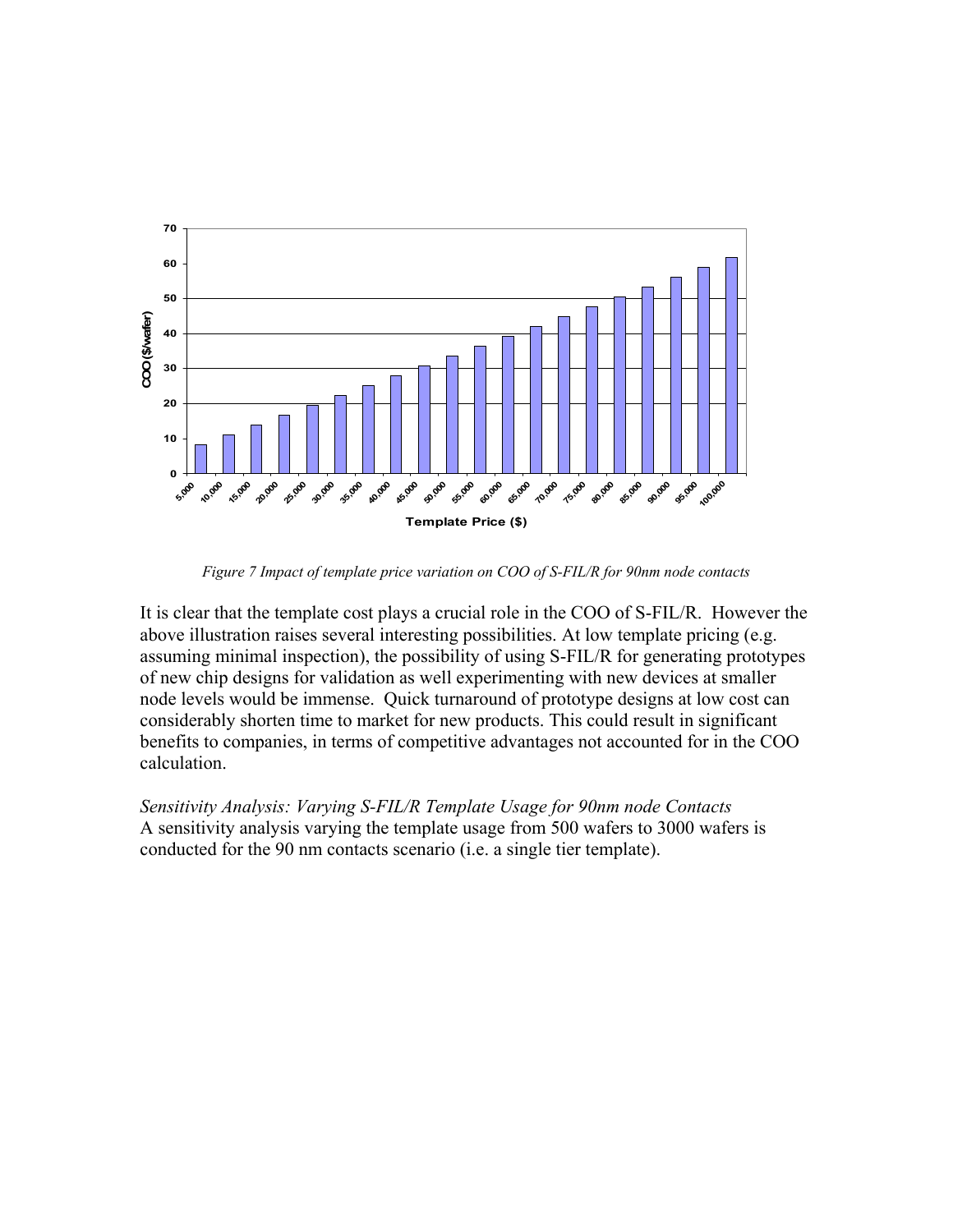70
60
50
40
30
20
10
0

COO ($/wafer)

5,000 10,000 15,000 20,000 25,000 30,000 35,000 40,000 45,000 50,000 55,000 60,000 65,000 70,000 75,000 80,000 85,000 90,000 95,000 100,000

Template Price ($)

*Figure 7 Impact of template price variation on COO of S-FIL/R for 90nm node contacts*

It is clear that the template cost plays a crucial role in the COO of S-FIL/R. However the above illustration raises several interesting possibilities. At low template pricing (e.g. assuming minimal inspection), the possibility of using S-FIL/R for generating prototypes of new chip designs for validation as well experimenting with new devices at smaller node levels would be immense. Quick turnaround of prototype designs at low cost can considerably shorten time to market for new products. This could result in significant benefits to companies, in terms of competitive advantages not accounted for in the COO calculation.

*Sensitivity Analysis: Varying S-FIL/R Template Usage for 90nm node Contacts*

A sensitivity analysis varying the template usage from 500 wafers to 3000 wafers is conducted for the 90 nm contacts scenario (i.e. a single tier template).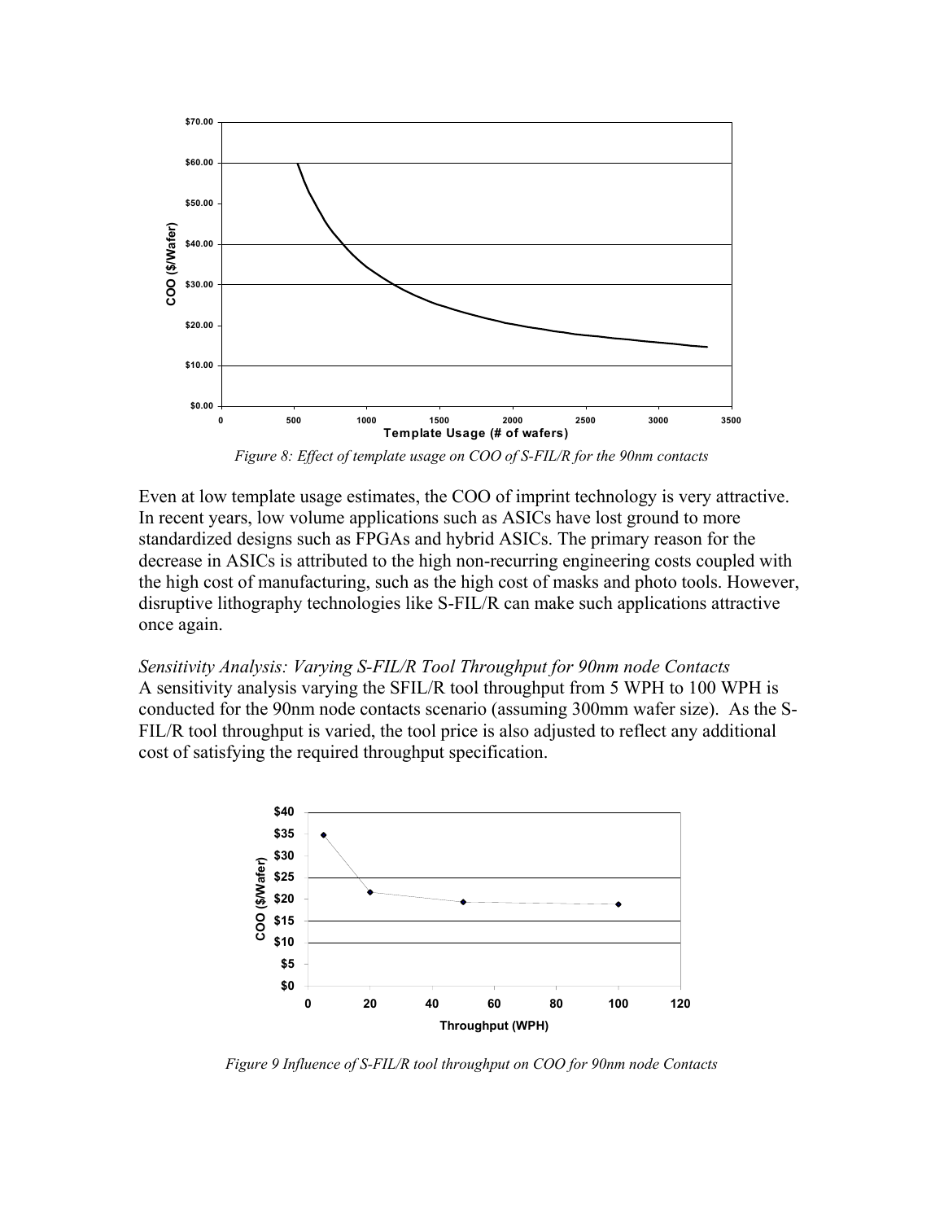$70.00
$60.00
$50.00
$40.00
$30.00
$20.00
$10.00
$0.00

COO ($/Wafer)

0 500 1000 1500 2000 2500 3000 3500

Template Usage (# of wafers)

*Figure 8: Effect of template usage on COO of S-FIL/R for the 90nm contacts*

Even at low template usage estimates, the COO of imprint technology is very attractive. In recent years, low volume applications such as ASICs have lost ground to more standardized designs such as FPGAs and hybrid ASICs. The primary reason for the decrease in ASICs is attributed to the high non-recurring engineering costs coupled with the high cost of manufacturing, such as the high cost of masks and photo tools. However, disruptive lithography technologies like S-FIL/R can make such applications attractive once again.

*Sensitivity Analysis: Varying S-FIL/R Tool Throughput for 90nm node Contacts*

A sensitivity analysis varying the SFIL/R tool throughput from 5 WPH to 100 WPH is conducted for the 90nm node contacts scenario (assuming 300mm wafer size). As the S-FIL/R tool throughput is varied, the tool price is also adjusted to reflect any additional cost of satisfying the required throughput specification.

$40
$35
$30
$25
$20
$15
$10
$5
$0

COO ($/Wafer)

0 20 40 60 80 100 120

Throughput (WPH)

*Figure 9 Influence of S-FIL/R tool throughput on COO for 90nm node Contacts*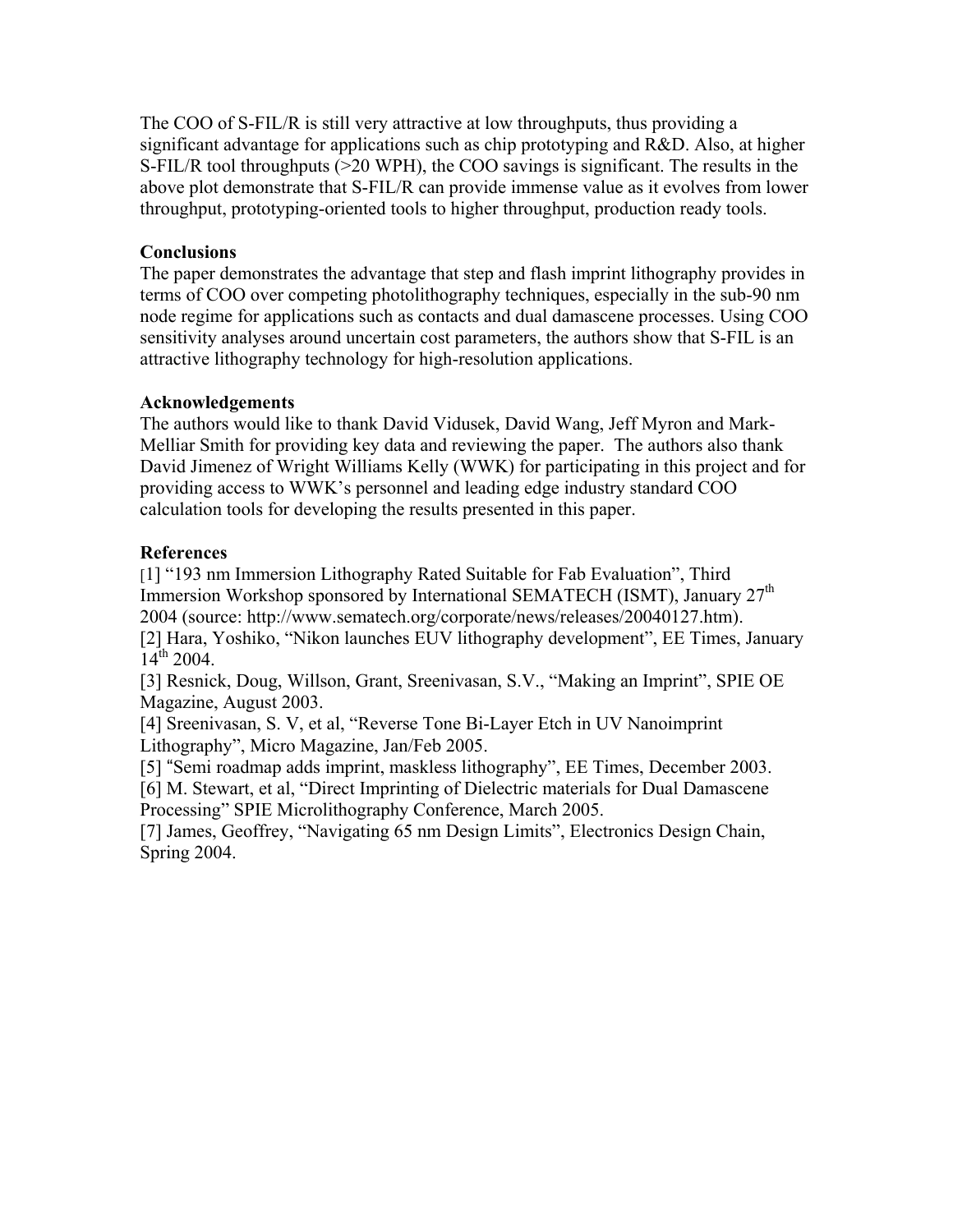The COO of S-FIL/R is still very attractive at low throughputs, thus providing a significant advantage for applications such as chip prototyping and R&D. Also, at higher S-FIL/R tool throughputs (>20 WPH), the COO savings is significant. The results in the above plot demonstrate that S-FIL/R can provide immense value as it evolves from lower throughput, prototyping-oriented tools to higher throughput, production ready tools.

**Conclusions**

The paper demonstrates the advantage that step and flash imprint lithography provides in terms of COO over competing photolithography techniques, especially in the sub-90 nm node regime for applications such as contacts and dual damascene processes. Using COO sensitivity analyses around uncertain cost parameters, the authors show that S-FIL is an attractive lithography technology for high-resolution applications.

**Acknowledgements**

The authors would like to thank David Vidusek, David Wang, Jeff Myron and Mark-Melliar Smith for providing key data and reviewing the paper. The authors also thank David Jimenez of Wright Williams Kelly (WWK) for participating in this project and for providing access to WWK's personnel and leading edge industry standard COO calculation tools for developing the results presented in this paper.

**References**

[1] "193 nm Immersion Lithography Rated Suitable for Fab Evaluation", Third Immersion Workshop sponsored by International SEMATECH (ISMT), January 27th 2004 (source: http://www.sematech.org/corporate/news/releases/20040127.htm).

[2] Hara, Yoshiko, "Nikon launches EUV lithography development", EE Times, January 14th 2004.

[3] Resnick, Doug, Willson, Grant, Sreenivasan, S.V., "Making an Imprint", SPIE OE Magazine, August 2003.

[4] Sreenivasan, S. V, et al, "Reverse Tone Bi-Layer Etch in UV Nanoimprint Lithography", Micro Magazine, Jan/Feb 2005.

[5] "Semi roadmap adds imprint, maskless lithography", EE Times, December 2003.

[6] M. Stewart, et al, "Direct Imprinting of Dielectric materials for Dual Damascene Processing" SPIE Microlithography Conference, March 2005.

[7] James, Geoffrey, "Navigating 65 nm Design Limits", Electronics Design Chain, Spring 2004.